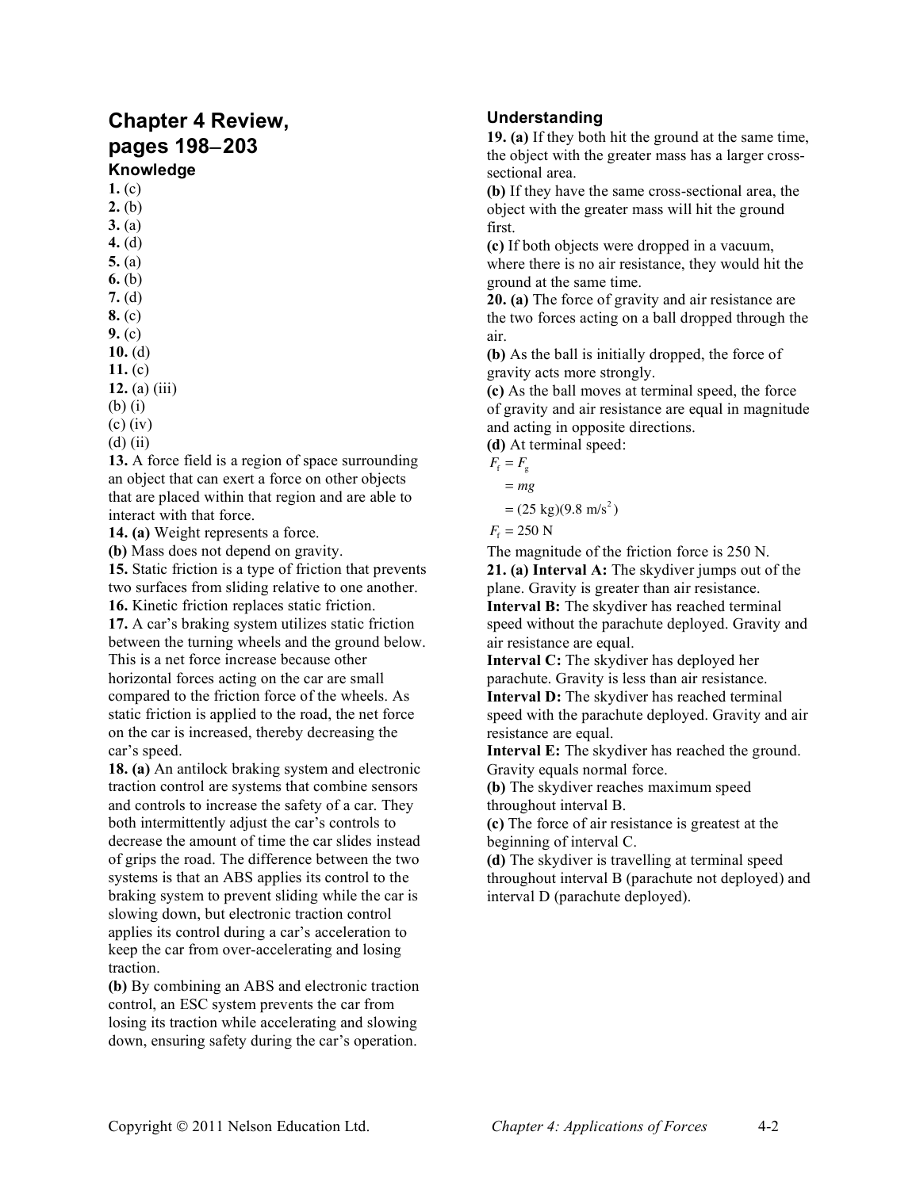# Chapter 4 Review, pages 198–203

## Knowledge

**1.** (c)
**2.** (b)
**3.** (a)
**4.** (d)
**5.** (a)
**6.** (b)
**7.** (d)
**8.** (c)
**9.** (c)
**10.** (d)
**11.** (c)
**12.** (a) (iii)
(b) (i)
(c) (iv)
(d) (ii)

**13.** A force field is a region of space surrounding an object that can exert a force on other objects that are placed within that region and are able to interact with that force.

**14. (a)** Weight represents a force.
**(b)** Mass does not depend on gravity.

**15.** Static friction is a type of friction that prevents two surfaces from sliding relative to one another.

**16.** Kinetic friction replaces static friction.

**17.** A car's braking system utilizes static friction between the turning wheels and the ground below. This is a net force increase because other horizontal forces acting on the car are small compared to the friction force of the wheels. As static friction is applied to the road, the net force on the car is increased, thereby decreasing the car's speed.

**18. (a)** An antilock braking system and electronic traction control are systems that combine sensors and controls to increase the safety of a car. They both intermittently adjust the car's controls to decrease the amount of time the car slides instead of grips the road. The difference between the two systems is that an ABS applies its control to the braking system to prevent sliding while the car is slowing down, but electronic traction control applies its control during a car's acceleration to keep the car from over-accelerating and losing traction.
**(b)** By combining an ABS and electronic traction control, an ESC system prevents the car from losing its traction while accelerating and slowing down, ensuring safety during the car's operation.

## Understanding

**19. (a)** If they both hit the ground at the same time, the object with the greater mass has a larger cross-sectional area.
**(b)** If they have the same cross-sectional area, the object with the greater mass will hit the ground first.
**(c)** If both objects were dropped in a vacuum, where there is no air resistance, they would hit the ground at the same time.

**20. (a)** The force of gravity and air resistance are the two forces acting on a ball dropped through the air.
**(b)** As the ball is initially dropped, the force of gravity acts more strongly.
**(c)** As the ball moves at terminal speed, the force of gravity and air resistance are equal in magnitude and acting in opposite directions.
**(d)** At terminal speed:

$$
\begin{aligned}
F_f &= F_g \\
&= mg \\
&= (25\text{ kg})(9.8\text{ m/s}^2) \\
F_f &= 250\text{ N}
\end{aligned}
$$

The magnitude of the friction force is 250 N.

**21. (a) Interval A:** The skydiver jumps out of the plane. Gravity is greater than air resistance.
**Interval B:** The skydiver has reached terminal speed without the parachute deployed. Gravity and air resistance are equal.
**Interval C:** The skydiver has deployed her parachute. Gravity is less than air resistance.
**Interval D:** The skydiver has reached terminal speed with the parachute deployed. Gravity and air resistance are equal.
**Interval E:** The skydiver has reached the ground. Gravity equals normal force.
**(b)** The skydiver reaches maximum speed throughout interval B.
**(c)** The force of air resistance is greatest at the beginning of interval C.
**(d)** The skydiver is travelling at terminal speed throughout interval B (parachute not deployed) and interval D (parachute deployed).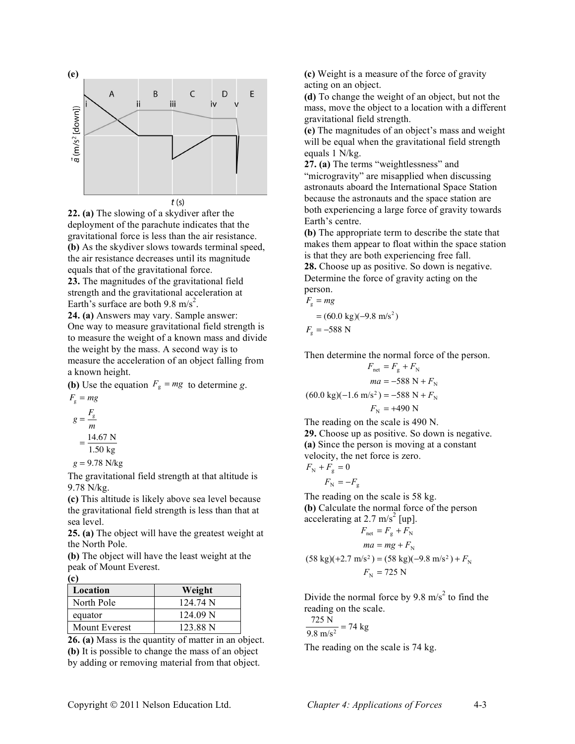**(e)**

**22. (a)** The slowing of a skydiver after the deployment of the parachute indicates that the gravitational force is less than the air resistance.
**(b)** As the skydiver slows towards terminal speed, the air resistance decreases until its magnitude equals that of the gravitational force.
**23.** The magnitudes of the gravitational field strength and the gravitational acceleration at Earth's surface are both 9.8 m/s$^2$.
**24. (a)** Answers may vary. Sample answer: One way to measure gravitational field strength is to measure the weight of a known mass and divide the weight by the mass. A second way is to measure the acceleration of an object falling from a known height.
**(b)** Use the equation $F_g = mg$ to determine $g$.

$$F_g = mg$$
$$g = \frac{F_g}{m}$$
$$= \frac{14.67 \text{ N}}{1.50 \text{ kg}}$$
$$g = 9.78 \text{ N/kg}$$

The gravitational field strength at that altitude is 9.78 N/kg.
**(c)** This altitude is likely above sea level because the gravitational field strength is less than that at sea level.
**25. (a)** The object will have the greatest weight at the North Pole.
**(b)** The object will have the least weight at the peak of Mount Everest.
**(c)**

| Location | Weight |
|---|---|
| North Pole | 124.74 N |
| equator | 124.09 N |
| Mount Everest | 123.88 N |

**26. (a)** Mass is the quantity of matter in an object.
**(b)** It is possible to change the mass of an object by adding or removing material from that object.
**(c)** Weight is a measure of the force of gravity acting on an object.
**(d)** To change the weight of an object, but not the mass, move the object to a location with a different gravitational field strength.
**(e)** The magnitudes of an object's mass and weight will be equal when the gravitational field strength equals 1 N/kg.
**27. (a)** The terms "weightlessness" and "microgravity" are misapplied when discussing astronauts aboard the International Space Station because the astronauts and the space station are both experiencing a large force of gravity towards Earth's centre.
**(b)** The appropriate term to describe the state that makes them appear to float within the space station is that they are both experiencing free fall.
**28.** Choose up as positive. So down is negative. Determine the force of gravity acting on the person.

$$F_g = mg$$
$$= (60.0 \text{ kg})(-9.8 \text{ m/s}^2)$$
$$F_g = -588 \text{ N}$$

Then determine the normal force of the person.

$$F_{net} = F_g + F_N$$
$$ma = -588 \text{ N} + F_N$$
$$(60.0 \text{ kg})(-1.6 \text{ m/s}^2) = -588 \text{ N} + F_N$$
$$F_N = +490 \text{ N}$$

The reading on the scale is 490 N.
**29.** Choose up as positive. So down is negative.
**(a)** Since the person is moving at a constant velocity, the net force is zero.

$$F_N + F_g = 0$$
$$F_N = -F_g$$

The reading on the scale is 58 kg.
**(b)** Calculate the normal force of the person accelerating at 2.7 m/s$^2$ [up].

$$F_{net} = F_g + F_N$$
$$ma = mg + F_N$$
$$(58 \text{ kg})(+2.7 \text{ m/s}^2) = (58 \text{ kg})(-9.8 \text{ m/s}^2) + F_N$$
$$F_N = 725 \text{ N}$$

Divide the normal force by 9.8 m/s$^2$ to find the reading on the scale.

$$\frac{725 \text{ N}}{9.8 \text{ m/s}^2} = 74 \text{ kg}$$

The reading on the scale is 74 kg.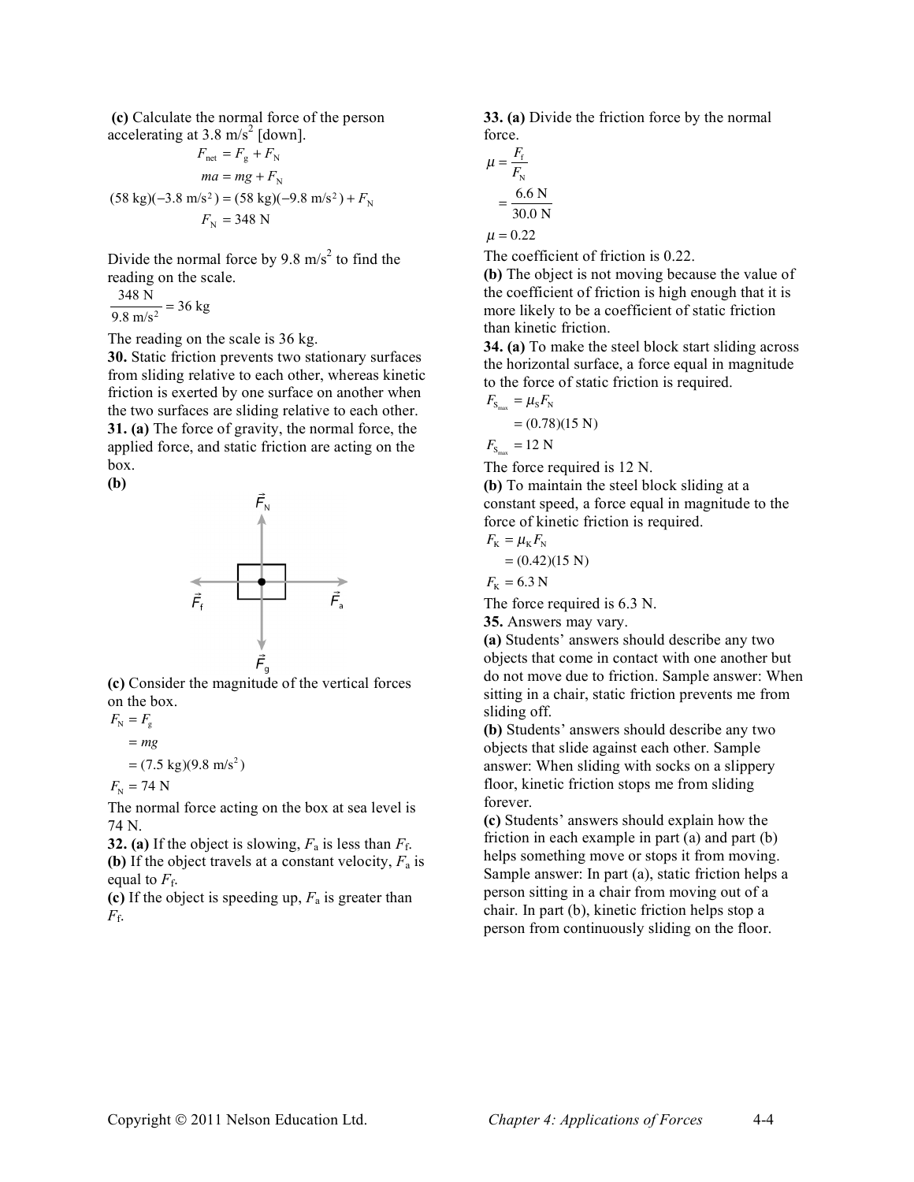**(c)** Calculate the normal force of the person accelerating at 3.8 m/s$^2$ [down].

$$F_{\text{net}} = F_g + F_N$$
$$ma = mg + F_N$$
$$(58 \text{ kg})(-3.8 \text{ m/s}^2) = (58 \text{ kg})(-9.8 \text{ m/s}^2) + F_N$$
$$F_N = 348 \text{ N}$$

Divide the normal force by 9.8 m/s$^2$ to find the reading on the scale.

$$\frac{348 \text{ N}}{9.8 \text{ m/s}^2} = 36 \text{ kg}$$

The reading on the scale is 36 kg.

**30.** Static friction prevents two stationary surfaces from sliding relative to each other, whereas kinetic friction is exerted by one surface on another when the two surfaces are sliding relative to each other.

**31. (a)** The force of gravity, the normal force, the applied force, and static friction are acting on the box.

**(b)**

**(c)** Consider the magnitude of the vertical forces on the box.

$$F_N = F_g$$
$$= mg$$
$$= (7.5 \text{ kg})(9.8 \text{ m/s}^2)$$
$$F_N = 74 \text{ N}$$

The normal force acting on the box at sea level is 74 N.

**32. (a)** If the object is slowing, $F_a$ is less than $F_f$.

**(b)** If the object travels at a constant velocity, $F_a$ is equal to $F_f$.

**(c)** If the object is speeding up, $F_a$ is greater than $F_f$.

**33. (a)** Divide the friction force by the normal force.

$$\mu = \frac{F_f}{F_N}$$
$$= \frac{6.6 \text{ N}}{30.0 \text{ N}}$$
$$\mu = 0.22$$

The coefficient of friction is 0.22.

**(b)** The object is not moving because the value of the coefficient of friction is high enough that it is more likely to be a coefficient of static friction than kinetic friction.

**34. (a)** To make the steel block start sliding across the horizontal surface, a force equal in magnitude to the force of static friction is required.

$$F_{S_{max}} = \mu_S F_N$$
$$= (0.78)(15 \text{ N})$$
$$F_{S_{max}} = 12 \text{ N}$$

The force required is 12 N.

**(b)** To maintain the steel block sliding at a constant speed, a force equal in magnitude to the force of kinetic friction is required.

$$F_K = \mu_K F_N$$
$$= (0.42)(15 \text{ N})$$
$$F_K = 6.3 \text{ N}$$

The force required is 6.3 N.

**35.** Answers may vary.

**(a)** Students' answers should describe any two objects that come in contact with one another but do not move due to friction. Sample answer: When sitting in a chair, static friction prevents me from sliding off.

**(b)** Students' answers should describe any two objects that slide against each other. Sample answer: When sliding with socks on a slippery floor, kinetic friction stops me from sliding forever.

**(c)** Students' answers should explain how the friction in each example in part (a) and part (b) helps something move or stops it from moving. Sample answer: In part (a), static friction helps a person sitting in a chair from moving out of a chair. In part (b), kinetic friction helps stop a person from continuously sliding on the floor.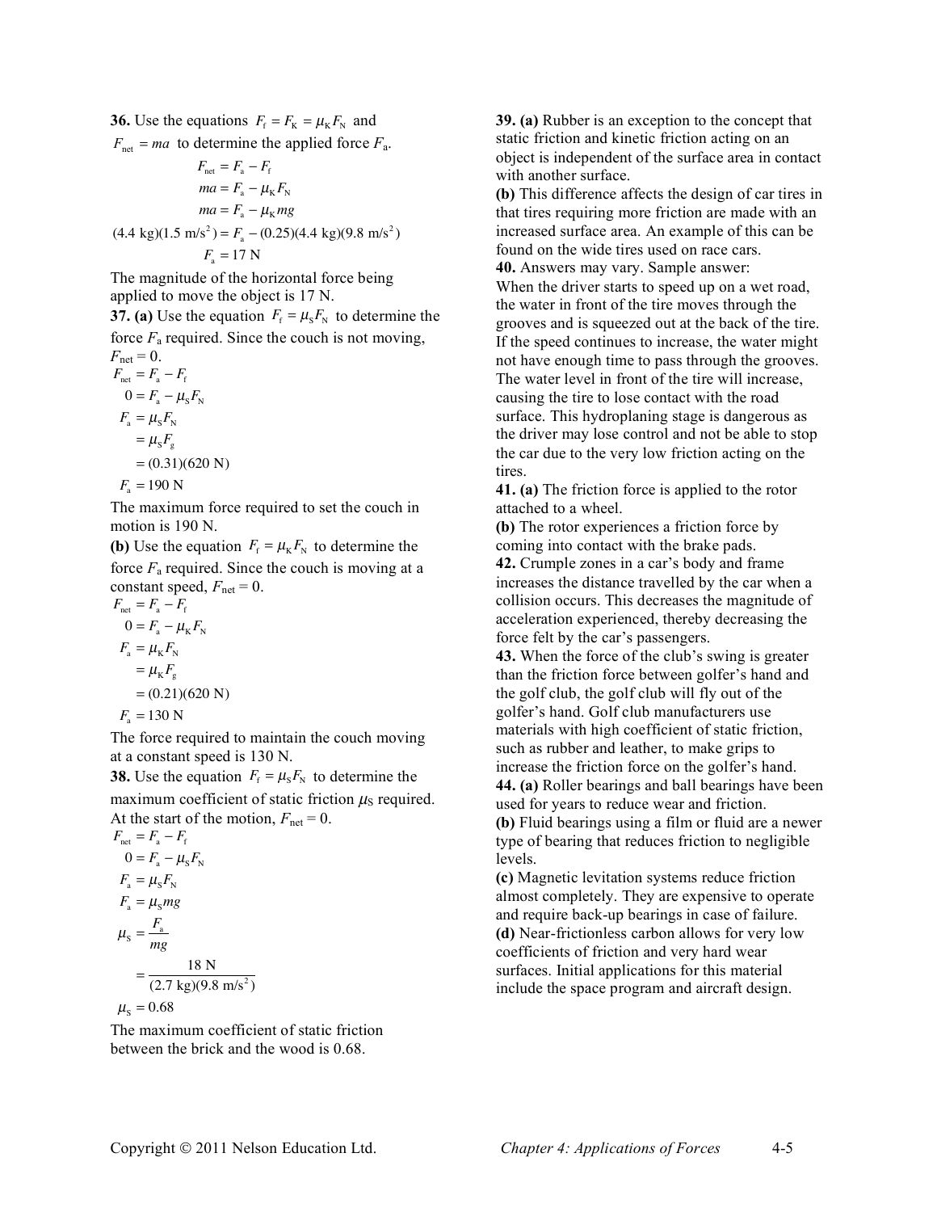**36.** Use the equations $F_f = F_K = \mu_K F_N$ and $F_{net} = ma$ to determine the applied force $F_a$.

$$F_{net} = F_a - F_f$$
$$ma = F_a - \mu_K F_N$$
$$ma = F_a - \mu_K mg$$
$$(4.4\text{ kg})(1.5\text{ m/s}^2) = F_a - (0.25)(4.4\text{ kg})(9.8\text{ m/s}^2)$$
$$F_a = 17\text{ N}$$

The magnitude of the horizontal force being applied to move the object is 17 N.

**37. (a)** Use the equation $F_f = \mu_S F_N$ to determine the force $F_a$ required. Since the couch is not moving, $F_{net} = 0$.

$$F_{net} = F_a - F_f$$
$$0 = F_a - \mu_S F_N$$
$$F_a = \mu_S F_N$$
$$= \mu_S F_g$$
$$= (0.31)(620\text{ N})$$
$$F_a = 190\text{ N}$$

The maximum force required to set the couch in motion is 190 N.

**(b)** Use the equation $F_f = \mu_K F_N$ to determine the force $F_a$ required. Since the couch is moving at a constant speed, $F_{net} = 0$.

$$F_{net} = F_a - F_f$$
$$0 = F_a - \mu_K F_N$$
$$F_a = \mu_K F_N$$
$$= \mu_K F_g$$
$$= (0.21)(620\text{ N})$$
$$F_a = 130\text{ N}$$

The force required to maintain the couch moving at a constant speed is 130 N.

**38.** Use the equation $F_f = \mu_S F_N$ to determine the maximum coefficient of static friction $\mu_S$ required. At the start of the motion, $F_{net} = 0$.

$$F_{net} = F_a - F_f$$
$$0 = F_a - \mu_S F_N$$
$$F_a = \mu_S F_N$$
$$F_a = \mu_S mg$$
$$\mu_S = \frac{F_a}{mg}$$
$$= \frac{18\text{ N}}{(2.7\text{ kg})(9.8\text{ m/s}^2)}$$
$$\mu_S = 0.68$$

The maximum coefficient of static friction between the brick and the wood is 0.68.

**39. (a)** Rubber is an exception to the concept that static friction and kinetic friction acting on an object is independent of the surface area in contact with another surface.

**(b)** This difference affects the design of car tires in that tires requiring more friction are made with an increased surface area. An example of this can be found on the wide tires used on race cars.

**40.** Answers may vary. Sample answer:
When the driver starts to speed up on a wet road, the water in front of the tire moves through the grooves and is squeezed out at the back of the tire. If the speed continues to increase, the water might not have enough time to pass through the grooves. The water level in front of the tire will increase, causing the tire to lose contact with the road surface. This hydroplaning stage is dangerous as the driver may lose control and not be able to stop the car due to the very low friction acting on the tires.

**41. (a)** The friction force is applied to the rotor attached to a wheel.

**(b)** The rotor experiences a friction force by coming into contact with the brake pads.

**42.** Crumple zones in a car's body and frame increases the distance travelled by the car when a collision occurs. This decreases the magnitude of acceleration experienced, thereby decreasing the force felt by the car's passengers.

**43.** When the force of the club's swing is greater than the friction force between golfer's hand and the golf club, the golf club will fly out of the golfer's hand. Golf club manufacturers use materials with high coefficient of static friction, such as rubber and leather, to make grips to increase the friction force on the golfer's hand.

**44. (a)** Roller bearings and ball bearings have been used for years to reduce wear and friction.

**(b)** Fluid bearings using a film or fluid are a newer type of bearing that reduces friction to negligible levels.

**(c)** Magnetic levitation systems reduce friction almost completely. They are expensive to operate and require back-up bearings in case of failure.

**(d)** Near-frictionless carbon allows for very low coefficients of friction and very hard wear surfaces. Initial applications for this material include the space program and aircraft design.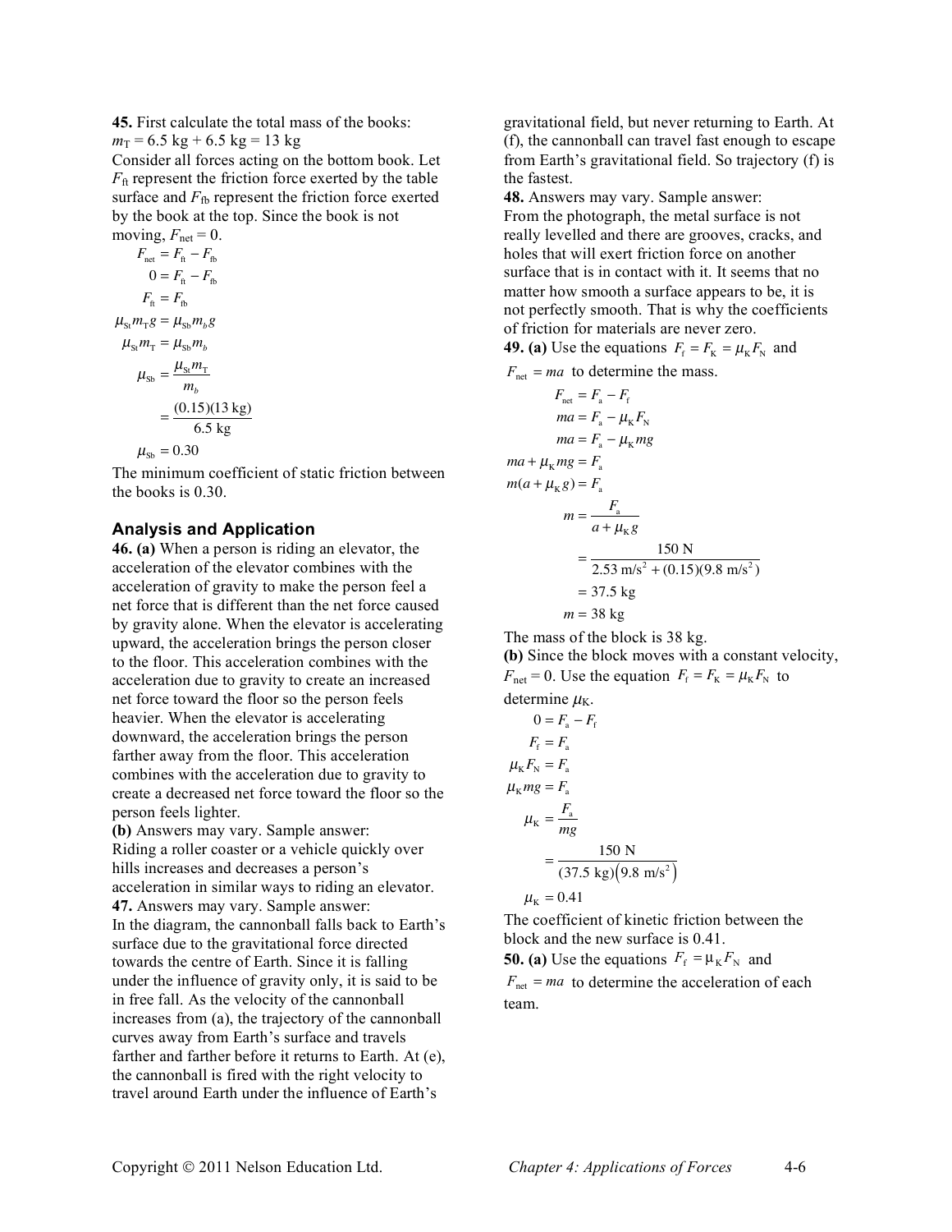**45.** First calculate the total mass of the books:
$m_T = 6.5\text{ kg} + 6.5\text{ kg} = 13\text{ kg}$
Consider all forces acting on the bottom book. Let $F_{ft}$ represent the friction force exerted by the table surface and $F_{fb}$ represent the friction force exerted by the book at the top. Since the book is not moving, $F_{net} = 0$.

$$
\begin{aligned}
F_{net} &= F_{ft} - F_{fb} \\
0 &= F_{ft} - F_{fb} \\
F_{ft} &= F_{fb} \\
\mu_{St} m_T g &= \mu_{Sb} m_b g \\
\mu_{St} m_T &= \mu_{Sb} m_b \\
\mu_{Sb} &= \frac{\mu_{St} m_T}{m_b} \\
&= \frac{(0.15)(13\text{ kg})}{6.5\text{ kg}} \\
\mu_{Sb} &= 0.30
\end{aligned}
$$

The minimum coefficient of static friction between the books is 0.30.

### Analysis and Application

**46. (a)** When a person is riding an elevator, the acceleration of the elevator combines with the acceleration of gravity to make the person feel a net force that is different than the net force caused by gravity alone. When the elevator is accelerating upward, the acceleration brings the person closer to the floor. This acceleration combines with the acceleration due to gravity to create an increased net force toward the floor so the person feels heavier. When the elevator is accelerating downward, the acceleration brings the person farther away from the floor. This acceleration combines with the acceleration due to gravity to create a decreased net force toward the floor so the person feels lighter.

**(b)** Answers may vary. Sample answer:
Riding a roller coaster or a vehicle quickly over hills increases and decreases a person's acceleration in similar ways to riding an elevator.

**47.** Answers may vary. Sample answer:
In the diagram, the cannonball falls back to Earth's surface due to the gravitational force directed towards the centre of Earth. Since it is falling under the influence of gravity only, it is said to be in free fall. As the velocity of the cannonball increases from (a), the trajectory of the cannonball curves away from Earth's surface and travels farther and farther before it returns to Earth. At (e), the cannonball is fired with the right velocity to travel around Earth under the influence of Earth's gravitational field, but never returning to Earth. At (f), the cannonball can travel fast enough to escape from Earth's gravitational field. So trajectory (f) is the fastest.

**48.** Answers may vary. Sample answer:
From the photograph, the metal surface is not really levelled and there are grooves, cracks, and holes that will exert friction force on another surface that is in contact with it. It seems that no matter how smooth a surface appears to be, it is not perfectly smooth. That is why the coefficients of friction for materials are never zero.

**49. (a)** Use the equations $F_f = F_K = \mu_K F_N$ and $F_{net} = ma$ to determine the mass.

$$
\begin{aligned}
F_{net} &= F_a - F_f \\
ma &= F_a - \mu_K F_N \\
ma &= F_a - \mu_K mg \\
ma + \mu_K mg &= F_a \\
m(a + \mu_K g) &= F_a \\
m &= \frac{F_a}{a + \mu_K g} \\
&= \frac{150\text{ N}}{2.53\text{ m/s}^2 + (0.15)(9.8\text{ m/s}^2)} \\
&= 37.5\text{ kg} \\
m &= 38\text{ kg}
\end{aligned}
$$

The mass of the block is 38 kg.

**(b)** Since the block moves with a constant velocity, $F_{net} = 0$. Use the equation $F_f = F_K = \mu_K F_N$ to determine $\mu_K$.

$$
\begin{aligned}
0 &= F_a - F_f \\
F_f &= F_a \\
\mu_K F_N &= F_a \\
\mu_K mg &= F_a \\
\mu_K &= \frac{F_a}{mg} \\
&= \frac{150\text{ N}}{(37.5\text{ kg})(9.8\text{ m/s}^2)} \\
\mu_K &= 0.41
\end{aligned}
$$

The coefficient of kinetic friction between the block and the new surface is 0.41.

**50. (a)** Use the equations $F_f = \mu_K F_N$ and $F_{net} = ma$ to determine the acceleration of each team.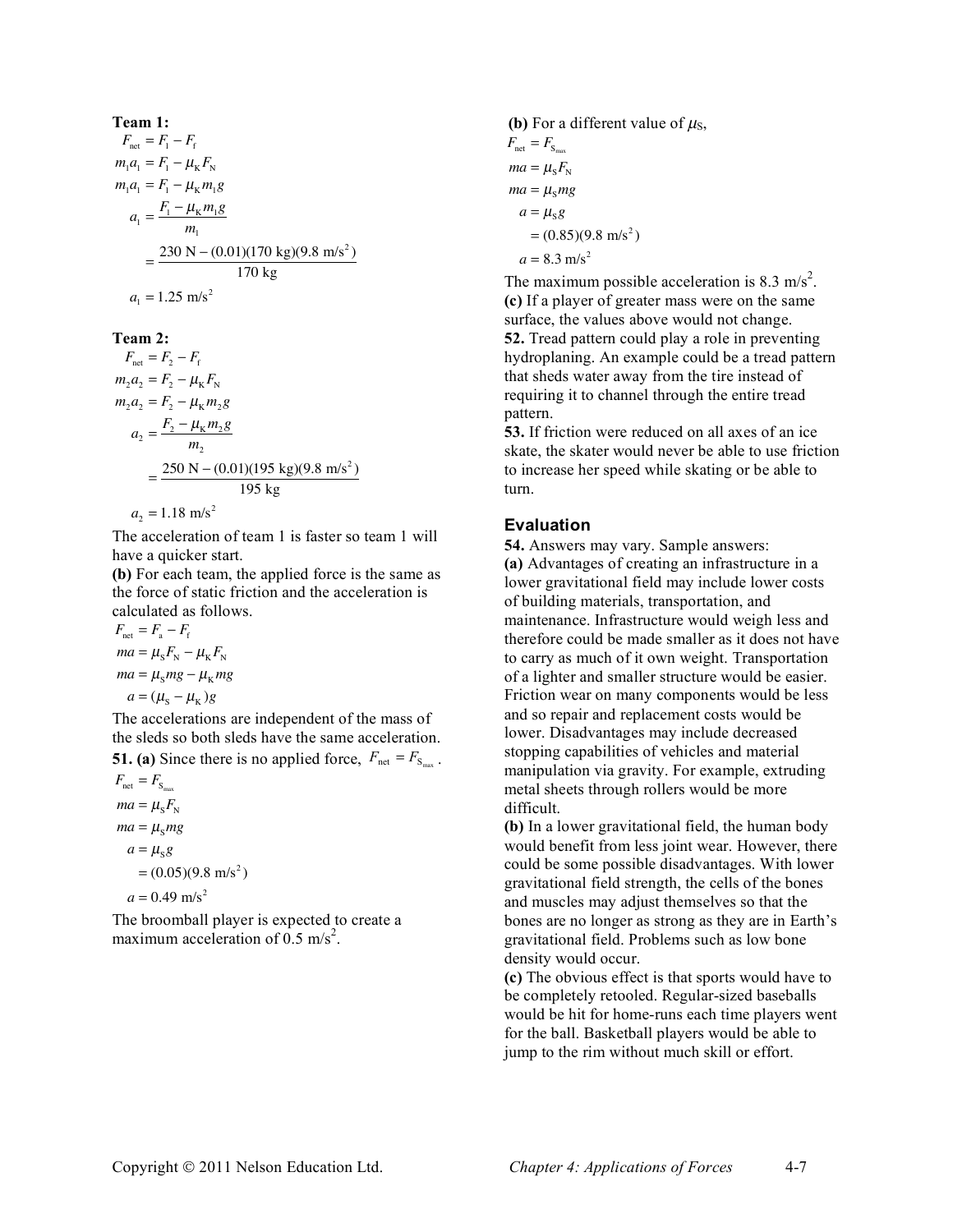**Team 1:**

$$F_{net} = F_1 - F_f$$
$$m_1 a_1 = F_1 - \mu_K F_N$$
$$m_1 a_1 = F_1 - \mu_K m_1 g$$
$$a_1 = \frac{F_1 - \mu_K m_1 g}{m_1}$$
$$= \frac{230\text{ N} - (0.01)(170\text{ kg})(9.8\text{ m/s}^2)}{170\text{ kg}}$$
$$a_1 = 1.25\text{ m/s}^2$$

**Team 2:**

$$F_{net} = F_2 - F_f$$
$$m_2 a_2 = F_2 - \mu_K F_N$$
$$m_2 a_2 = F_2 - \mu_K m_2 g$$
$$a_2 = \frac{F_2 - \mu_K m_2 g}{m_2}$$
$$= \frac{250\text{ N} - (0.01)(195\text{ kg})(9.8\text{ m/s}^2)}{195\text{ kg}}$$
$$a_2 = 1.18\text{ m/s}^2$$

The acceleration of team 1 is faster so team 1 will have a quicker start.

**(b)** For each team, the applied force is the same as the force of static friction and the acceleration is calculated as follows.

$$F_{net} = F_a - F_f$$
$$ma = \mu_S F_N - \mu_K F_N$$
$$ma = \mu_S mg - \mu_K mg$$
$$a = (\mu_S - \mu_K)g$$

The accelerations are independent of the mass of the sleds so both sleds have the same acceleration.

**51. (a)** Since there is no applied force, $F_{net} = F_{S_{max}}$.

$$F_{net} = F_{S_{max}}$$
$$ma = \mu_S F_N$$
$$ma = \mu_S mg$$
$$a = \mu_S g$$
$$= (0.05)(9.8\text{ m/s}^2)$$
$$a = 0.49\text{ m/s}^2$$

The broomball player is expected to create a maximum acceleration of $0.5\text{ m/s}^2$.

**(b)** For a different value of $\mu_S$,

$$F_{net} = F_{S_{max}}$$
$$ma = \mu_S F_N$$
$$ma = \mu_S mg$$
$$a = \mu_S g$$
$$= (0.85)(9.8\text{ m/s}^2)$$
$$a = 8.3\text{ m/s}^2$$

The maximum possible acceleration is $8.3\text{ m/s}^2$.

**(c)** If a player of greater mass were on the same surface, the values above would not change.

**52.** Tread pattern could play a role in preventing hydroplaning. An example could be a tread pattern that sheds water away from the tire instead of requiring it to channel through the entire tread pattern.

**53.** If friction were reduced on all axes of an ice skate, the skater would never be able to use friction to increase her speed while skating or be able to turn.

## Evaluation

**54.** Answers may vary. Sample answers:

**(a)** Advantages of creating an infrastructure in a lower gravitational field may include lower costs of building materials, transportation, and maintenance. Infrastructure would weigh less and therefore could be made smaller as it does not have to carry as much of it own weight. Transportation of a lighter and smaller structure would be easier. Friction wear on many components would be less and so repair and replacement costs would be lower. Disadvantages may include decreased stopping capabilities of vehicles and material manipulation via gravity. For example, extruding metal sheets through rollers would be more difficult.

**(b)** In a lower gravitational field, the human body would benefit from less joint wear. However, there could be some possible disadvantages. With lower gravitational field strength, the cells of the bones and muscles may adjust themselves so that the bones are no longer as strong as they are in Earth's gravitational field. Problems such as low bone density would occur.

**(c)** The obvious effect is that sports would have to be completely retooled. Regular-sized baseballs would be hit for home-runs each time players went for the ball. Basketball players would be able to jump to the rim without much skill or effort.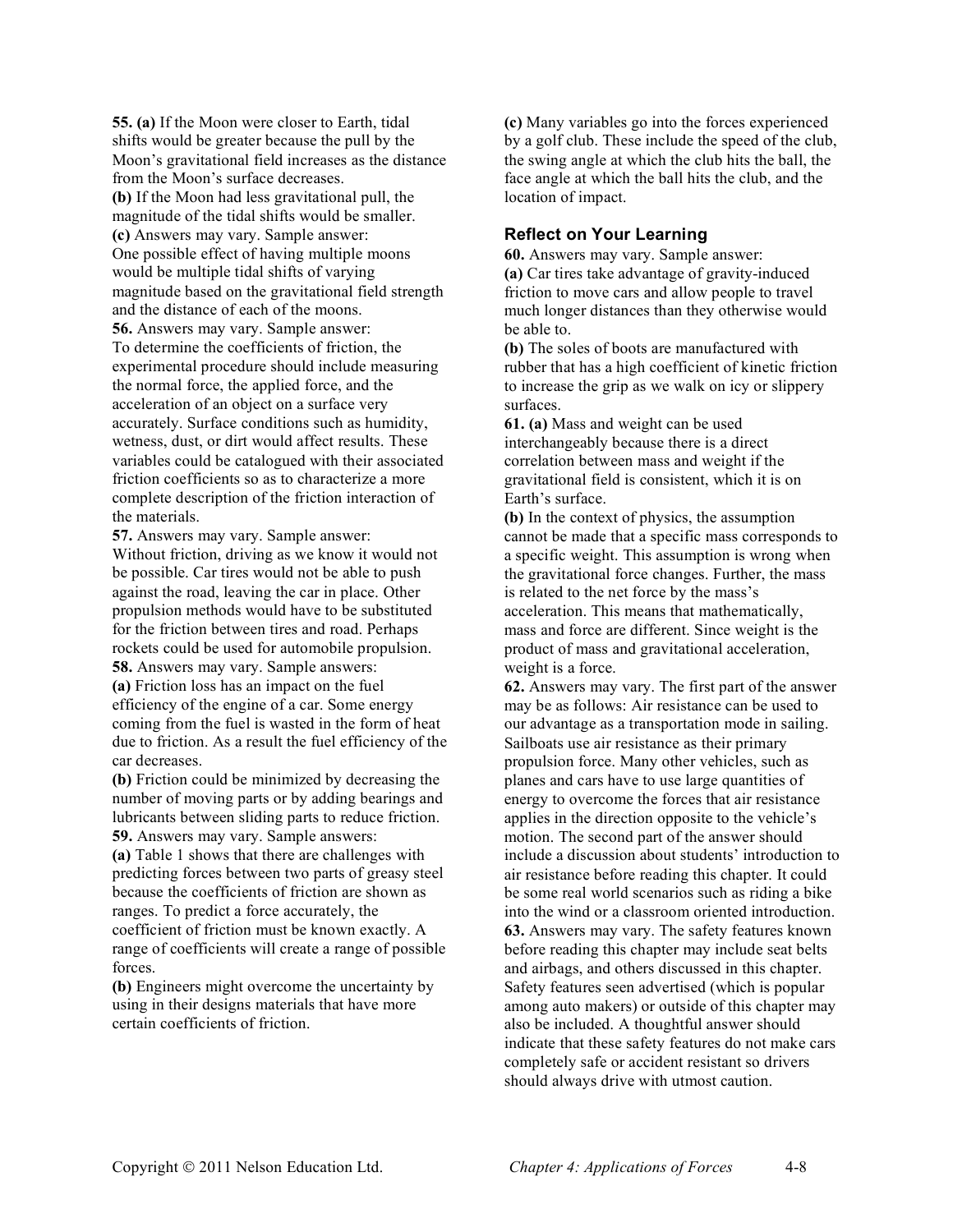**55. (a)** If the Moon were closer to Earth, tidal shifts would be greater because the pull by the Moon's gravitational field increases as the distance from the Moon's surface decreases.
**(b)** If the Moon had less gravitational pull, the magnitude of the tidal shifts would be smaller.
**(c)** Answers may vary. Sample answer:
One possible effect of having multiple moons would be multiple tidal shifts of varying magnitude based on the gravitational field strength and the distance of each of the moons.
**56.** Answers may vary. Sample answer:
To determine the coefficients of friction, the experimental procedure should include measuring the normal force, the applied force, and the acceleration of an object on a surface very accurately. Surface conditions such as humidity, wetness, dust, or dirt would affect results. These variables could be catalogued with their associated friction coefficients so as to characterize a more complete description of the friction interaction of the materials.
**57.** Answers may vary. Sample answer:
Without friction, driving as we know it would not be possible. Car tires would not be able to push against the road, leaving the car in place. Other propulsion methods would have to be substituted for the friction between tires and road. Perhaps rockets could be used for automobile propulsion.
**58.** Answers may vary. Sample answers:
**(a)** Friction loss has an impact on the fuel efficiency of the engine of a car. Some energy coming from the fuel is wasted in the form of heat due to friction. As a result the fuel efficiency of the car decreases.
**(b)** Friction could be minimized by decreasing the number of moving parts or by adding bearings and lubricants between sliding parts to reduce friction.
**59.** Answers may vary. Sample answers:
**(a)** Table 1 shows that there are challenges with predicting forces between two parts of greasy steel because the coefficients of friction are shown as ranges. To predict a force accurately, the coefficient of friction must be known exactly. A range of coefficients will create a range of possible forces.
**(b)** Engineers might overcome the uncertainty by using in their designs materials that have more certain coefficients of friction.
**(c)** Many variables go into the forces experienced by a golf club. These include the speed of the club, the swing angle at which the club hits the ball, the face angle at which the ball hits the club, and the location of impact.

### Reflect on Your Learning

**60.** Answers may vary. Sample answer:
**(a)** Car tires take advantage of gravity-induced friction to move cars and allow people to travel much longer distances than they otherwise would be able to.
**(b)** The soles of boots are manufactured with rubber that has a high coefficient of kinetic friction to increase the grip as we walk on icy or slippery surfaces.
**61. (a)** Mass and weight can be used interchangeably because there is a direct correlation between mass and weight if the gravitational field is consistent, which it is on Earth's surface.
**(b)** In the context of physics, the assumption cannot be made that a specific mass corresponds to a specific weight. This assumption is wrong when the gravitational force changes. Further, the mass is related to the net force by the mass's acceleration. This means that mathematically, mass and force are different. Since weight is the product of mass and gravitational acceleration, weight is a force.
**62.** Answers may vary. The first part of the answer may be as follows: Air resistance can be used to our advantage as a transportation mode in sailing. Sailboats use air resistance as their primary propulsion force. Many other vehicles, such as planes and cars have to use large quantities of energy to overcome the forces that air resistance applies in the direction opposite to the vehicle's motion. The second part of the answer should include a discussion about students' introduction to air resistance before reading this chapter. It could be some real world scenarios such as riding a bike into the wind or a classroom oriented introduction.
**63.** Answers may vary. The safety features known before reading this chapter may include seat belts and airbags, and others discussed in this chapter. Safety features seen advertised (which is popular among auto makers) or outside of this chapter may also be included. A thoughtful answer should indicate that these safety features do not make cars completely safe or accident resistant so drivers should always drive with utmost caution.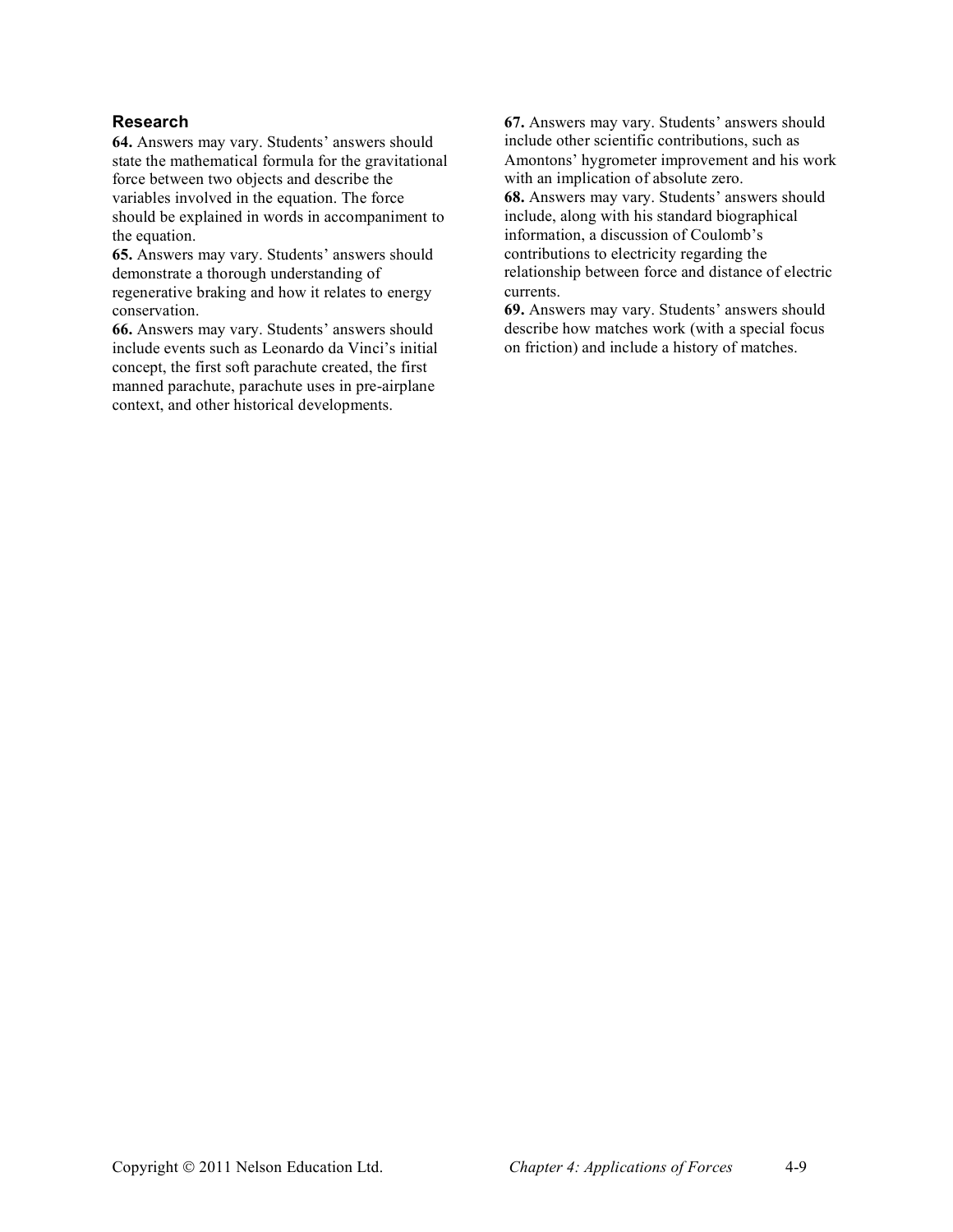### Research

**64.** Answers may vary. Students' answers should state the mathematical formula for the gravitational force between two objects and describe the variables involved in the equation. The force should be explained in words in accompaniment to the equation.

**65.** Answers may vary. Students' answers should demonstrate a thorough understanding of regenerative braking and how it relates to energy conservation.

**66.** Answers may vary. Students' answers should include events such as Leonardo da Vinci's initial concept, the first soft parachute created, the first manned parachute, parachute uses in pre-airplane context, and other historical developments.

**67.** Answers may vary. Students' answers should include other scientific contributions, such as Amontons' hygrometer improvement and his work with an implication of absolute zero.

**68.** Answers may vary. Students' answers should include, along with his standard biographical information, a discussion of Coulomb's contributions to electricity regarding the relationship between force and distance of electric currents.

**69.** Answers may vary. Students' answers should describe how matches work (with a special focus on friction) and include a history of matches.